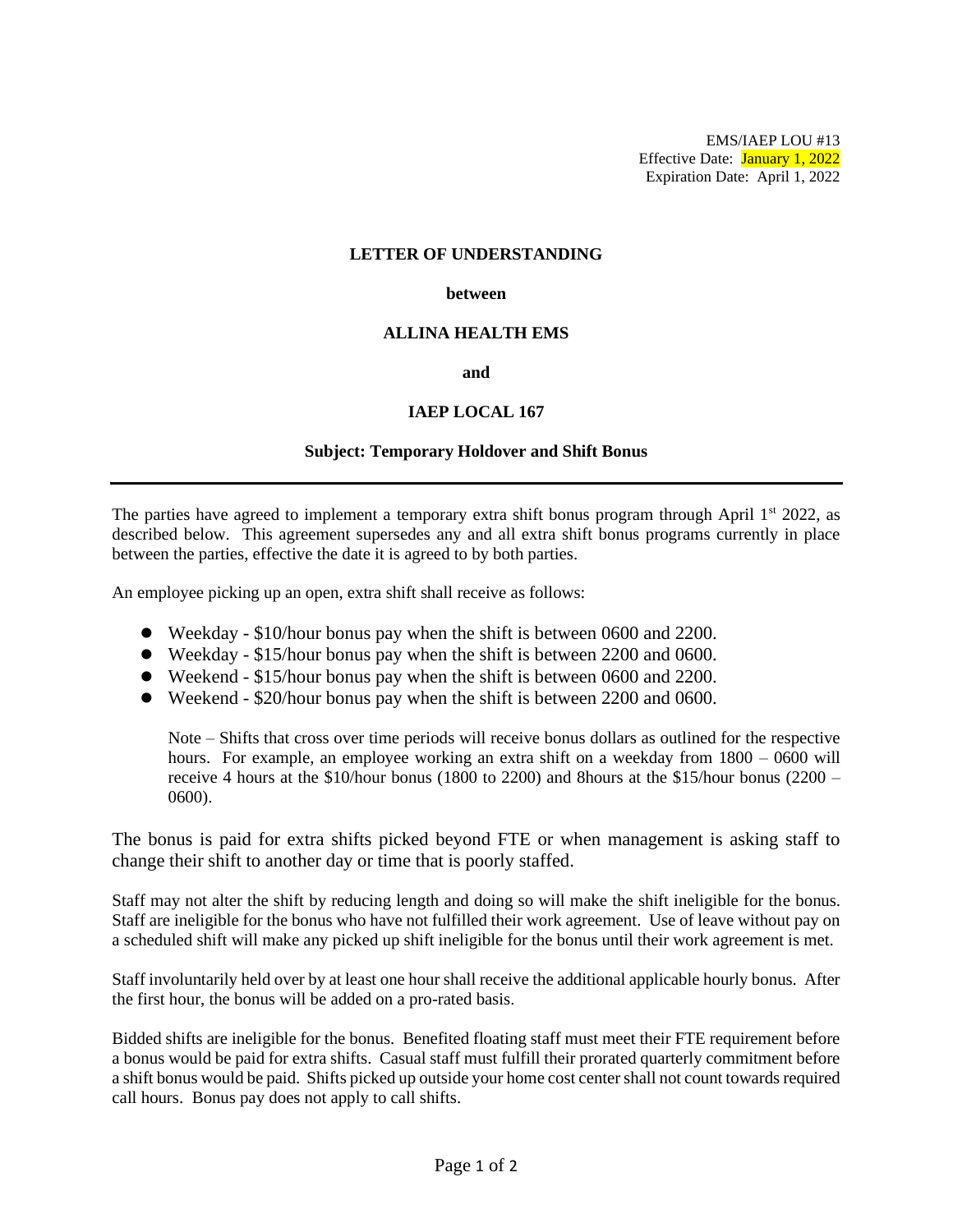EMS/IAEP LOU #13
Effective Date: January 1, 2022
Expiration Date: April 1, 2022

**LETTER OF UNDERSTANDING**

**between**

**ALLINA HEALTH EMS**

**and**

**IAEP LOCAL 167**

**Subject: Temporary Holdover and Shift Bonus**

---

The parties have agreed to implement a temporary extra shift bonus program through April 1st 2022, as described below. This agreement supersedes any and all extra shift bonus programs currently in place between the parties, effective the date it is agreed to by both parties.

An employee picking up an open, extra shift shall receive as follows:

- Weekday - $10/hour bonus pay when the shift is between 0600 and 2200.
- Weekday - $15/hour bonus pay when the shift is between 2200 and 0600.
- Weekend - $15/hour bonus pay when the shift is between 0600 and 2200.
- Weekend - $20/hour bonus pay when the shift is between 2200 and 0600.

  Note – Shifts that cross over time periods will receive bonus dollars as outlined for the respective hours. For example, an employee working an extra shift on a weekday from 1800 – 0600 will receive 4 hours at the $10/hour bonus (1800 to 2200) and 8hours at the $15/hour bonus (2200 – 0600).

The bonus is paid for extra shifts picked beyond FTE or when management is asking staff to change their shift to another day or time that is poorly staffed.

Staff may not alter the shift by reducing length and doing so will make the shift ineligible for the bonus. Staff are ineligible for the bonus who have not fulfilled their work agreement. Use of leave without pay on a scheduled shift will make any picked up shift ineligible for the bonus until their work agreement is met.

Staff involuntarily held over by at least one hour shall receive the additional applicable hourly bonus. After the first hour, the bonus will be added on a pro-rated basis.

Bidded shifts are ineligible for the bonus. Benefited floating staff must meet their FTE requirement before a bonus would be paid for extra shifts. Casual staff must fulfill their prorated quarterly commitment before a shift bonus would be paid. Shifts picked up outside your home cost center shall not count towards required call hours. Bonus pay does not apply to call shifts.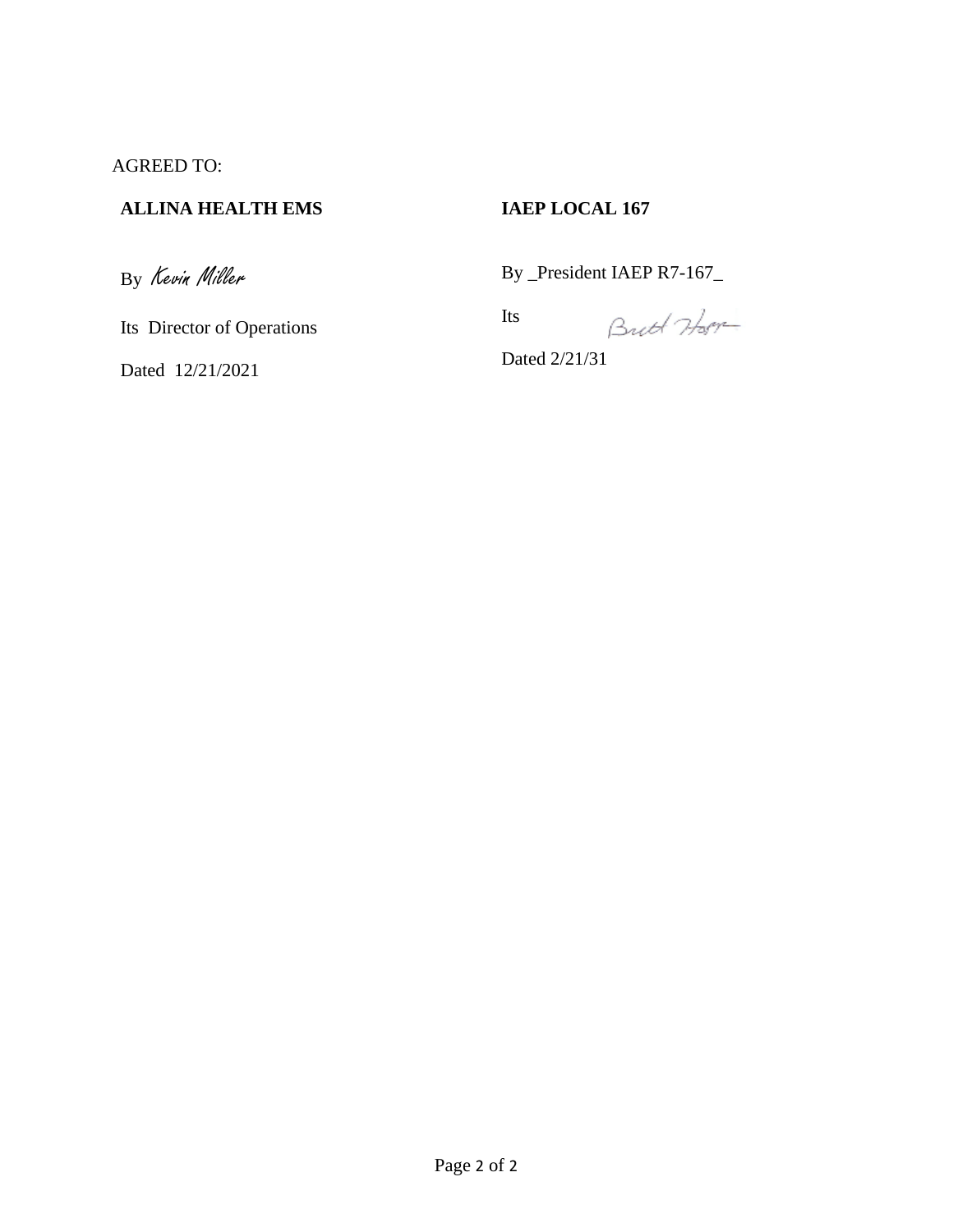AGREED TO:

| **ALLINA HEALTH EMS** | **IAEP LOCAL 167** |
|---|---|
| By *Kevin Miller* | By _President IAEP R7-167_ |
| Its Director of Operations | Its *Brett Harr* |
| Dated 12/21/2021 | Dated 2/21/31 |